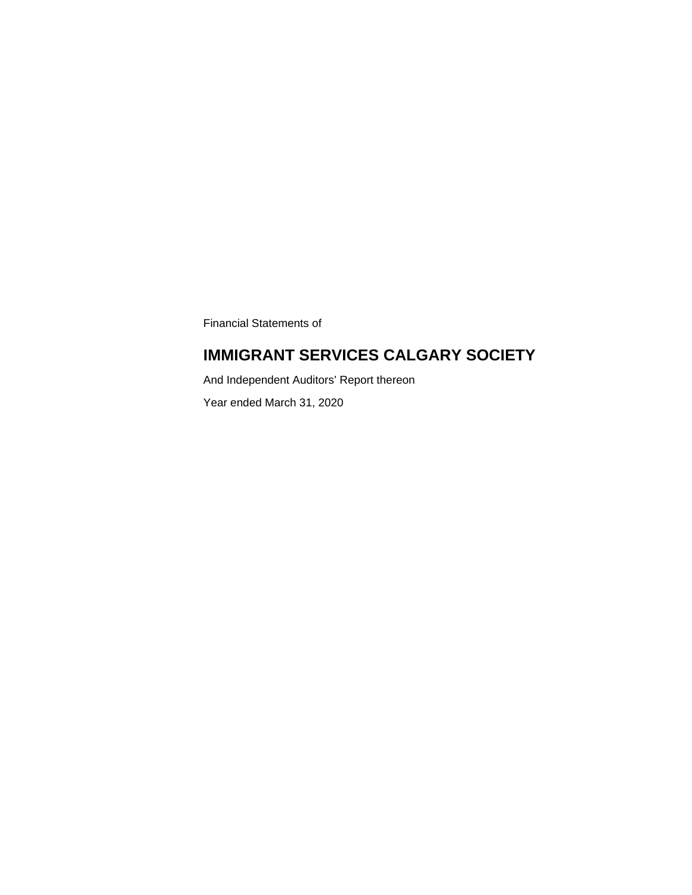Financial Statements of

# IMMIGRANT SERVICES CALGARY SOCIETY

And Independent Auditors' Report thereon

Year ended March 31, 2020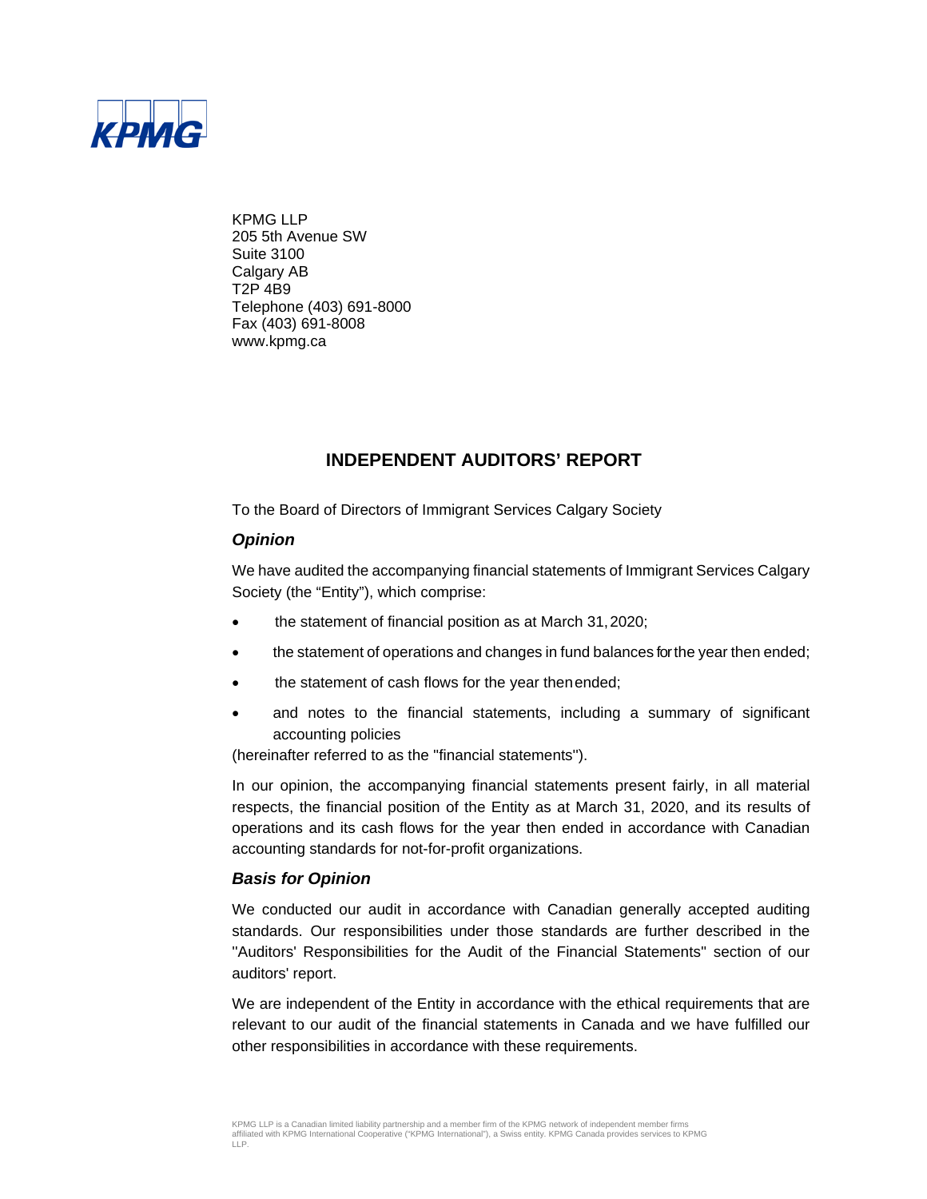KPMG LLP
205 5th Avenue SW
Suite 3100
Calgary AB
T2P 4B9
Telephone (403) 691-8000
Fax (403) 691-8008
www.kpmg.ca

## INDEPENDENT AUDITORS' REPORT

To the Board of Directors of Immigrant Services Calgary Society

### *Opinion*

We have audited the accompanying financial statements of Immigrant Services Calgary Society (the "Entity"), which comprise:

- the statement of financial position as at March 31, 2020;
- the statement of operations and changes in fund balances for the year then ended;
- the statement of cash flows for the year then ended;
- and notes to the financial statements, including a summary of significant accounting policies

(hereinafter referred to as the "financial statements").

In our opinion, the accompanying financial statements present fairly, in all material respects, the financial position of the Entity as at March 31, 2020, and its results of operations and its cash flows for the year then ended in accordance with Canadian accounting standards for not-for-profit organizations.

### *Basis for Opinion*

We conducted our audit in accordance with Canadian generally accepted auditing standards. Our responsibilities under those standards are further described in the "Auditors' Responsibilities for the Audit of the Financial Statements" section of our auditors' report.

We are independent of the Entity in accordance with the ethical requirements that are relevant to our audit of the financial statements in Canada and we have fulfilled our other responsibilities in accordance with these requirements.

KPMG LLP is a Canadian limited liability partnership and a member firm of the KPMG network of independent member firms affiliated with KPMG International Cooperative ("KPMG International"), a Swiss entity. KPMG Canada provides services to KPMG LLP.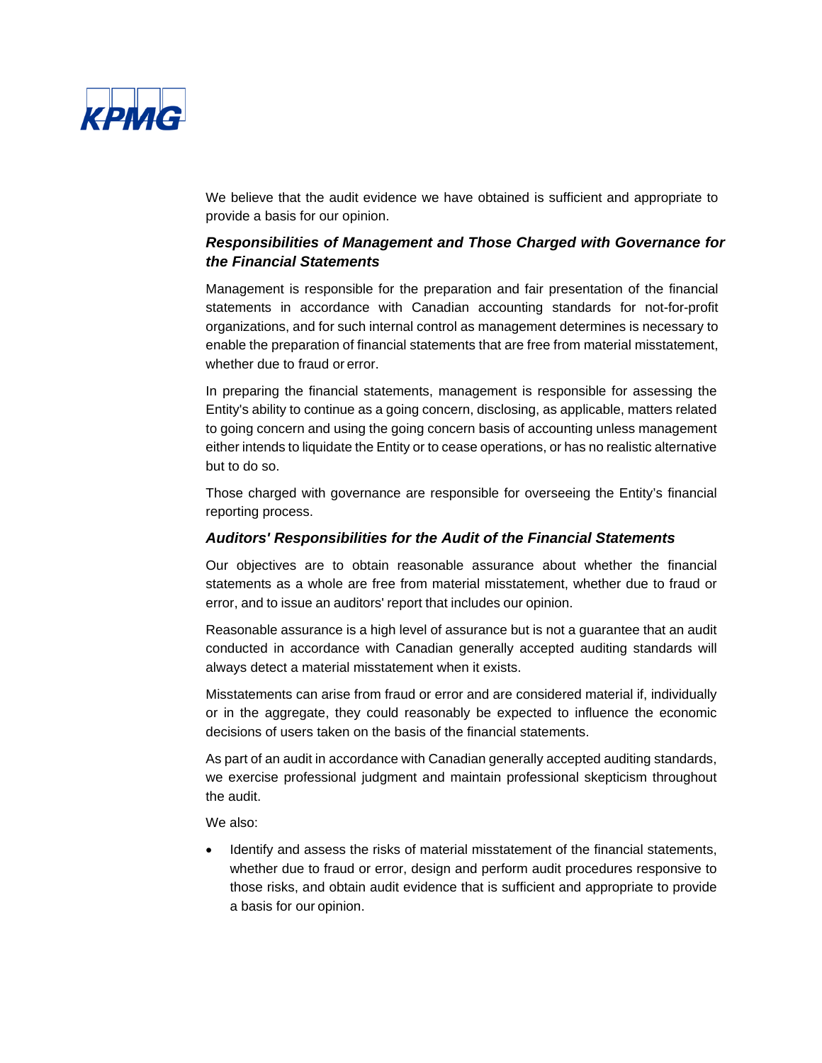We believe that the audit evidence we have obtained is sufficient and appropriate to provide a basis for our opinion.

### *Responsibilities of Management and Those Charged with Governance for the Financial Statements*

Management is responsible for the preparation and fair presentation of the financial statements in accordance with Canadian accounting standards for not-for-profit organizations, and for such internal control as management determines is necessary to enable the preparation of financial statements that are free from material misstatement, whether due to fraud or error.

In preparing the financial statements, management is responsible for assessing the Entity's ability to continue as a going concern, disclosing, as applicable, matters related to going concern and using the going concern basis of accounting unless management either intends to liquidate the Entity or to cease operations, or has no realistic alternative but to do so.

Those charged with governance are responsible for overseeing the Entity's financial reporting process.

### *Auditors' Responsibilities for the Audit of the Financial Statements*

Our objectives are to obtain reasonable assurance about whether the financial statements as a whole are free from material misstatement, whether due to fraud or error, and to issue an auditors' report that includes our opinion.

Reasonable assurance is a high level of assurance but is not a guarantee that an audit conducted in accordance with Canadian generally accepted auditing standards will always detect a material misstatement when it exists.

Misstatements can arise from fraud or error and are considered material if, individually or in the aggregate, they could reasonably be expected to influence the economic decisions of users taken on the basis of the financial statements.

As part of an audit in accordance with Canadian generally accepted auditing standards, we exercise professional judgment and maintain professional skepticism throughout the audit.

We also:

- Identify and assess the risks of material misstatement of the financial statements, whether due to fraud or error, design and perform audit procedures responsive to those risks, and obtain audit evidence that is sufficient and appropriate to provide a basis for our opinion.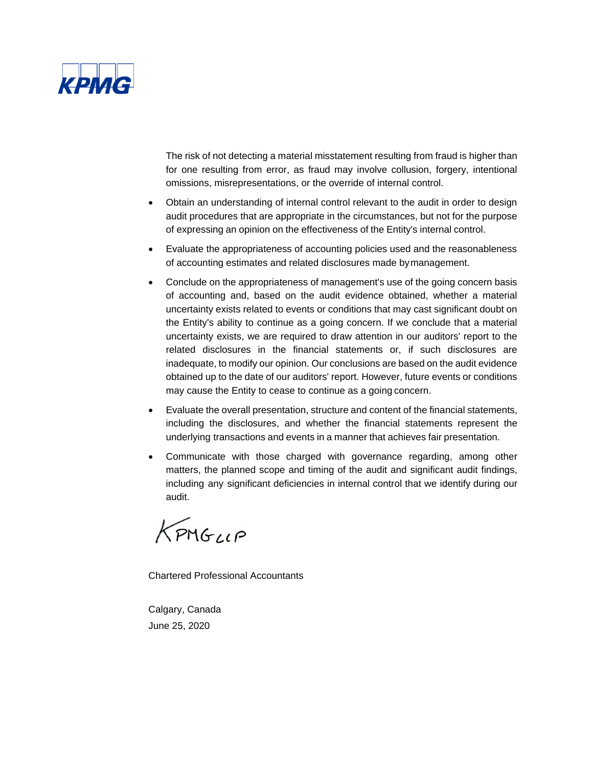The risk of not detecting a material misstatement resulting from fraud is higher than for one resulting from error, as fraud may involve collusion, forgery, intentional omissions, misrepresentations, or the override of internal control.

- Obtain an understanding of internal control relevant to the audit in order to design audit procedures that are appropriate in the circumstances, but not for the purpose of expressing an opinion on the effectiveness of the Entity's internal control.
- Evaluate the appropriateness of accounting policies used and the reasonableness of accounting estimates and related disclosures made by management.
- Conclude on the appropriateness of management's use of the going concern basis of accounting and, based on the audit evidence obtained, whether a material uncertainty exists related to events or conditions that may cast significant doubt on the Entity's ability to continue as a going concern. If we conclude that a material uncertainty exists, we are required to draw attention in our auditors' report to the related disclosures in the financial statements or, if such disclosures are inadequate, to modify our opinion. Our conclusions are based on the audit evidence obtained up to the date of our auditors' report. However, future events or conditions may cause the Entity to cease to continue as a going concern.
- Evaluate the overall presentation, structure and content of the financial statements, including the disclosures, and whether the financial statements represent the underlying transactions and events in a manner that achieves fair presentation.
- Communicate with those charged with governance regarding, among other matters, the planned scope and timing of the audit and significant audit findings, including any significant deficiencies in internal control that we identify during our audit.

KPMG LLP

Chartered Professional Accountants

Calgary, Canada
June 25, 2020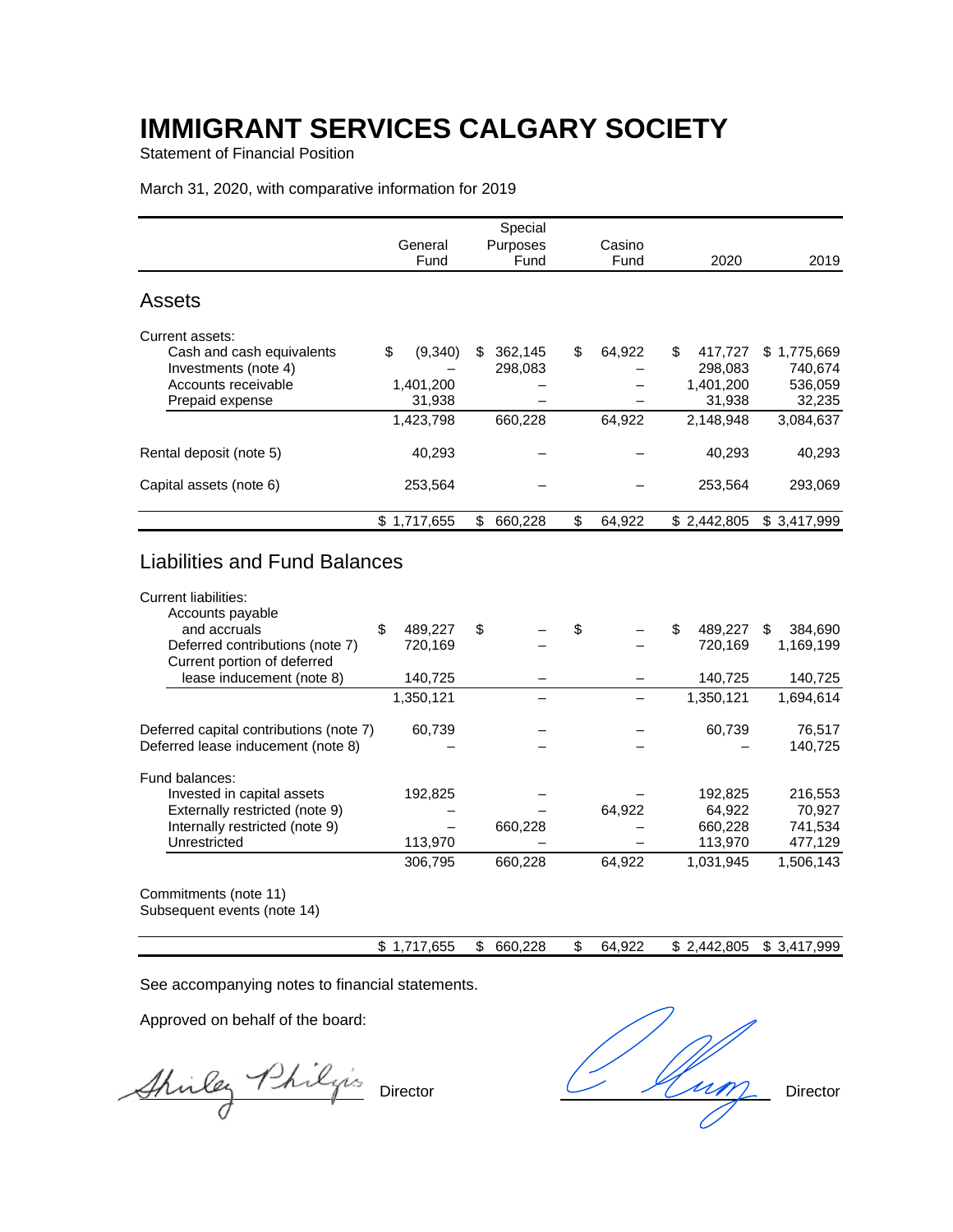# IMMIGRANT SERVICES CALGARY SOCIETY

Statement of Financial Position

March 31, 2020, with comparative information for 2019

| | General Fund | Special Purposes Fund | Casino Fund | 2020 | 2019 |
|---|---|---|---|---|---|
| **Assets** | | | | | |
| Current assets: | | | | | |
| Cash and cash equivalents | $ (9,340) | $ 362,145 | $ 64,922 | $ 417,727 | $ 1,775,669 |
| Investments (note 4) | – | 298,083 | – | 298,083 | 740,674 |
| Accounts receivable | 1,401,200 | – | – | 1,401,200 | 536,059 |
| Prepaid expense | 31,938 | – | – | 31,938 | 32,235 |
| | 1,423,798 | 660,228 | 64,922 | 2,148,948 | 3,084,637 |
| Rental deposit (note 5) | 40,293 | – | – | 40,293 | 40,293 |
| Capital assets (note 6) | 253,564 | – | – | 253,564 | 293,069 |
| | $ 1,717,655 | $ 660,228 | $ 64,922 | $ 2,442,805 | $ 3,417,999 |
| **Liabilities and Fund Balances** | | | | | |
| Current liabilities: | | | | | |
| Accounts payable and accruals | $ 489,227 | $ – | $ – | $ 489,227 | $ 384,690 |
| Deferred contributions (note 7) | 720,169 | – | – | 720,169 | 1,169,199 |
| Current portion of deferred lease inducement (note 8) | 140,725 | – | – | 140,725 | 140,725 |
| | 1,350,121 | – | – | 1,350,121 | 1,694,614 |
| Deferred capital contributions (note 7) | 60,739 | – | – | 60,739 | 76,517 |
| Deferred lease inducement (note 8) | – | – | – | – | 140,725 |
| Fund balances: | | | | | |
| Invested in capital assets | 192,825 | – | – | 192,825 | 216,553 |
| Externally restricted (note 9) | – | – | 64,922 | 64,922 | 70,927 |
| Internally restricted (note 9) | – | 660,228 | – | 660,228 | 741,534 |
| Unrestricted | 113,970 | – | – | 113,970 | 477,129 |
| | 306,795 | 660,228 | 64,922 | 1,031,945 | 1,506,143 |
| Commitments (note 11) | | | | | |
| Subsequent events (note 14) | | | | | |
| | $ 1,717,655 | $ 660,228 | $ 64,922 | $ 2,442,805 | $ 3,417,999 |

See accompanying notes to financial statements.

Approved on behalf of the board:

Shirley Philips Director

Director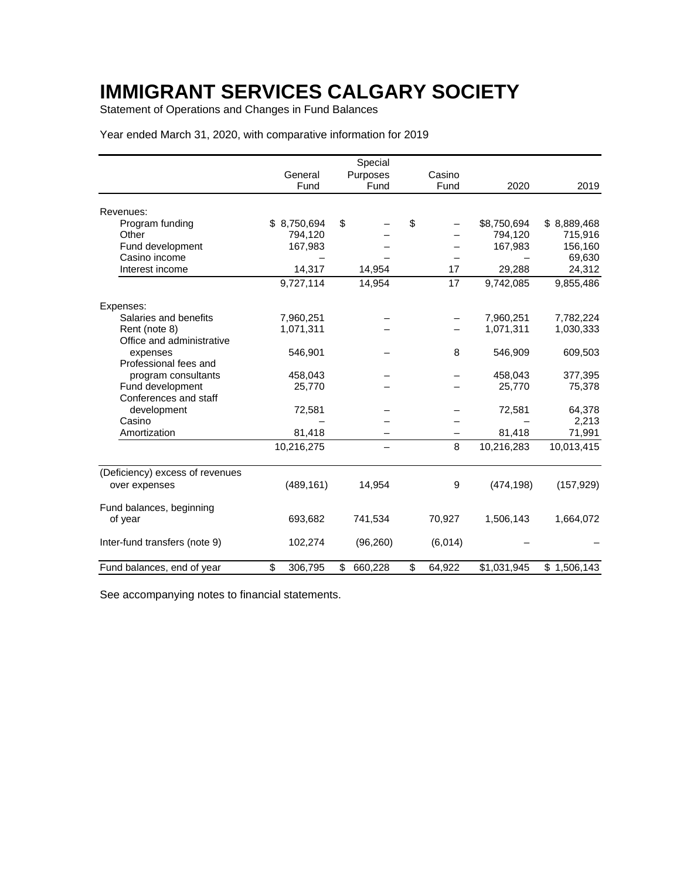# IMMIGRANT SERVICES CALGARY SOCIETY

Statement of Operations and Changes in Fund Balances

Year ended March 31, 2020, with comparative information for 2019

| | General Fund | Special Purposes Fund | Casino Fund | 2020 | 2019 |
|---|---|---|---|---|---|
| Revenues: | | | | | |
| Program funding | $ 8,750,694 | $ – | $ – | $8,750,694 | $ 8,889,468 |
| Other | 794,120 | – | – | 794,120 | 715,916 |
| Fund development | 167,983 | – | – | 167,983 | 156,160 |
| Casino income | – | – | – | – | 69,630 |
| Interest income | 14,317 | 14,954 | 17 | 29,288 | 24,312 |
| | 9,727,114 | 14,954 | 17 | 9,742,085 | 9,855,486 |
| Expenses: | | | | | |
| Salaries and benefits | 7,960,251 | – | – | 7,960,251 | 7,782,224 |
| Rent (note 8) | 1,071,311 | – | – | 1,071,311 | 1,030,333 |
| Office and administrative expenses | 546,901 | – | 8 | 546,909 | 609,503 |
| Professional fees and program consultants | 458,043 | – | – | 458,043 | 377,395 |
| Fund development | 25,770 | – | – | 25,770 | 75,378 |
| Conferences and staff development | 72,581 | – | – | 72,581 | 64,378 |
| Casino | – | – | – | – | 2,213 |
| Amortization | 81,418 | – | – | 81,418 | 71,991 |
| | 10,216,275 | – | 8 | 10,216,283 | 10,013,415 |
| (Deficiency) excess of revenues over expenses | (489,161) | 14,954 | 9 | (474,198) | (157,929) |
| Fund balances, beginning of year | 693,682 | 741,534 | 70,927 | 1,506,143 | 1,664,072 |
| Inter-fund transfers (note 9) | 102,274 | (96,260) | (6,014) | – | – |
| Fund balances, end of year | $ 306,795 | $ 660,228 | $ 64,922 | $1,031,945 | $ 1,506,143 |

See accompanying notes to financial statements.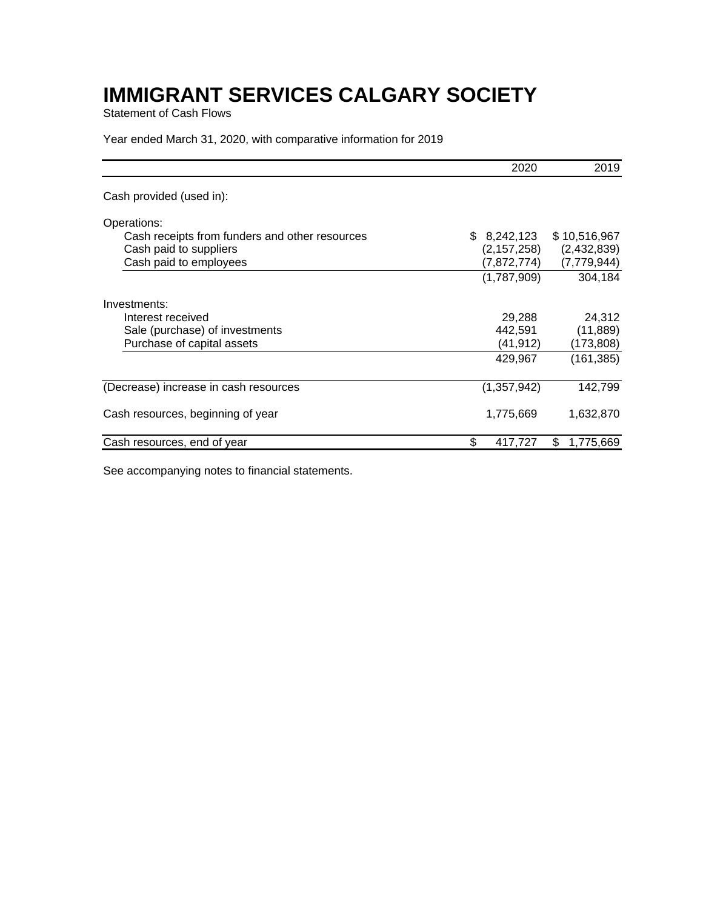# IMMIGRANT SERVICES CALGARY SOCIETY

Statement of Cash Flows

Year ended March 31, 2020, with comparative information for 2019

| | 2020 | 2019 |
|---|---|---|
| Cash provided (used in): | | |
| Operations: | | |
| Cash receipts from funders and other resources | $ 8,242,123 | $ 10,516,967 |
| Cash paid to suppliers | (2,157,258) | (2,432,839) |
| Cash paid to employees | (7,872,774) | (7,779,944) |
| | (1,787,909) | 304,184 |
| Investments: | | |
| Interest received | 29,288 | 24,312 |
| Sale (purchase) of investments | 442,591 | (11,889) |
| Purchase of capital assets | (41,912) | (173,808) |
| | 429,967 | (161,385) |
| (Decrease) increase in cash resources | (1,357,942) | 142,799 |
| Cash resources, beginning of year | 1,775,669 | 1,632,870 |
| Cash resources, end of year | $ 417,727 | $ 1,775,669 |

See accompanying notes to financial statements.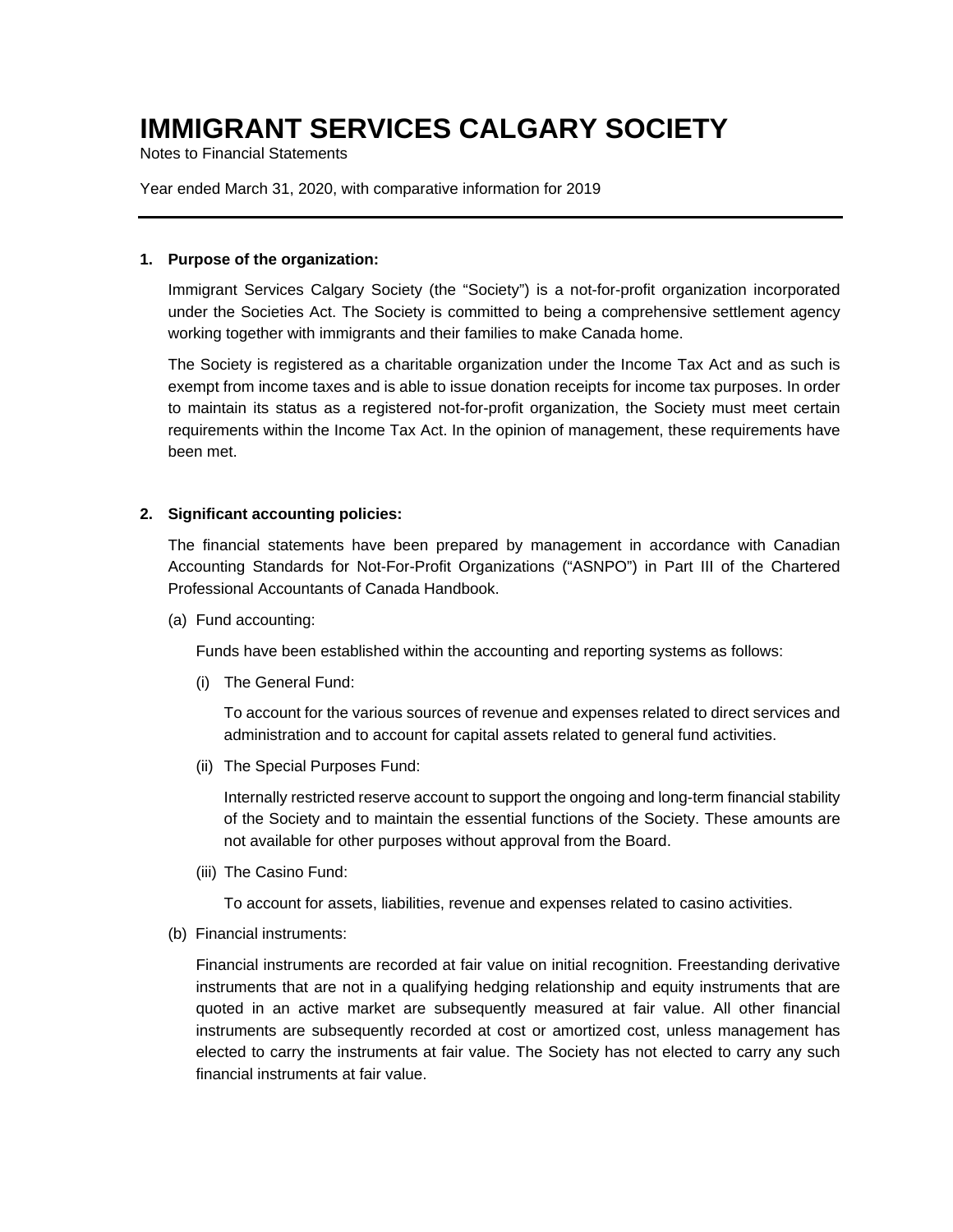# IMMIGRANT SERVICES CALGARY SOCIETY

Notes to Financial Statements

Year ended March 31, 2020, with comparative information for 2019

---

**1. Purpose of the organization:**

Immigrant Services Calgary Society (the "Society") is a not-for-profit organization incorporated under the Societies Act. The Society is committed to being a comprehensive settlement agency working together with immigrants and their families to make Canada home.

The Society is registered as a charitable organization under the Income Tax Act and as such is exempt from income taxes and is able to issue donation receipts for income tax purposes. In order to maintain its status as a registered not-for-profit organization, the Society must meet certain requirements within the Income Tax Act. In the opinion of management, these requirements have been met.

**2. Significant accounting policies:**

The financial statements have been prepared by management in accordance with Canadian Accounting Standards for Not-For-Profit Organizations ("ASNPO") in Part III of the Chartered Professional Accountants of Canada Handbook.

(a) Fund accounting:

Funds have been established within the accounting and reporting systems as follows:

(i) The General Fund:

To account for the various sources of revenue and expenses related to direct services and administration and to account for capital assets related to general fund activities.

(ii) The Special Purposes Fund:

Internally restricted reserve account to support the ongoing and long-term financial stability of the Society and to maintain the essential functions of the Society. These amounts are not available for other purposes without approval from the Board.

(iii) The Casino Fund:

To account for assets, liabilities, revenue and expenses related to casino activities.

(b) Financial instruments:

Financial instruments are recorded at fair value on initial recognition. Freestanding derivative instruments that are not in a qualifying hedging relationship and equity instruments that are quoted in an active market are subsequently measured at fair value. All other financial instruments are subsequently recorded at cost or amortized cost, unless management has elected to carry the instruments at fair value. The Society has not elected to carry any such financial instruments at fair value.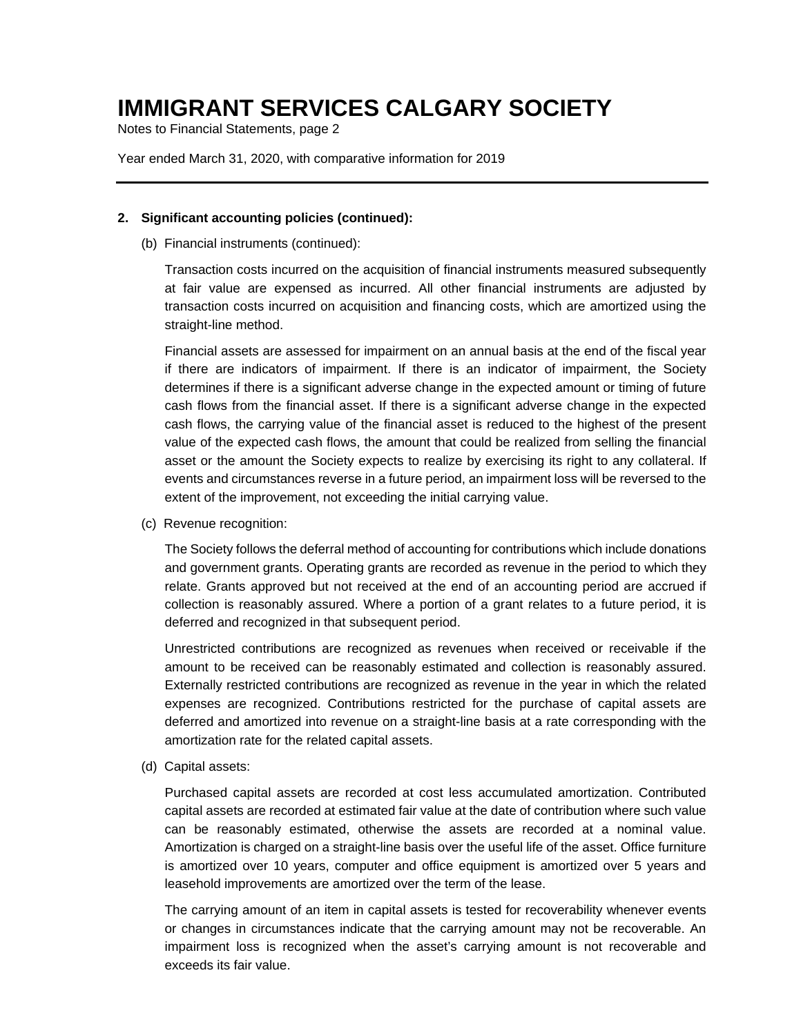## 2. Significant accounting policies (continued):

### (b) Financial instruments (continued):

Transaction costs incurred on the acquisition of financial instruments measured subsequently at fair value are expensed as incurred. All other financial instruments are adjusted by transaction costs incurred on acquisition and financing costs, which are amortized using the straight-line method.

Financial assets are assessed for impairment on an annual basis at the end of the fiscal year if there are indicators of impairment. If there is an indicator of impairment, the Society determines if there is a significant adverse change in the expected amount or timing of future cash flows from the financial asset. If there is a significant adverse change in the expected cash flows, the carrying value of the financial asset is reduced to the highest of the present value of the expected cash flows, the amount that could be realized from selling the financial asset or the amount the Society expects to realize by exercising its right to any collateral. If events and circumstances reverse in a future period, an impairment loss will be reversed to the extent of the improvement, not exceeding the initial carrying value.

### (c) Revenue recognition:

The Society follows the deferral method of accounting for contributions which include donations and government grants. Operating grants are recorded as revenue in the period to which they relate. Grants approved but not received at the end of an accounting period are accrued if collection is reasonably assured. Where a portion of a grant relates to a future period, it is deferred and recognized in that subsequent period.

Unrestricted contributions are recognized as revenues when received or receivable if the amount to be received can be reasonably estimated and collection is reasonably assured. Externally restricted contributions are recognized as revenue in the year in which the related expenses are recognized. Contributions restricted for the purchase of capital assets are deferred and amortized into revenue on a straight-line basis at a rate corresponding with the amortization rate for the related capital assets.

### (d) Capital assets:

Purchased capital assets are recorded at cost less accumulated amortization. Contributed capital assets are recorded at estimated fair value at the date of contribution where such value can be reasonably estimated, otherwise the assets are recorded at a nominal value. Amortization is charged on a straight-line basis over the useful life of the asset. Office furniture is amortized over 10 years, computer and office equipment is amortized over 5 years and leasehold improvements are amortized over the term of the lease.

The carrying amount of an item in capital assets is tested for recoverability whenever events or changes in circumstances indicate that the carrying amount may not be recoverable. An impairment loss is recognized when the asset's carrying amount is not recoverable and exceeds its fair value.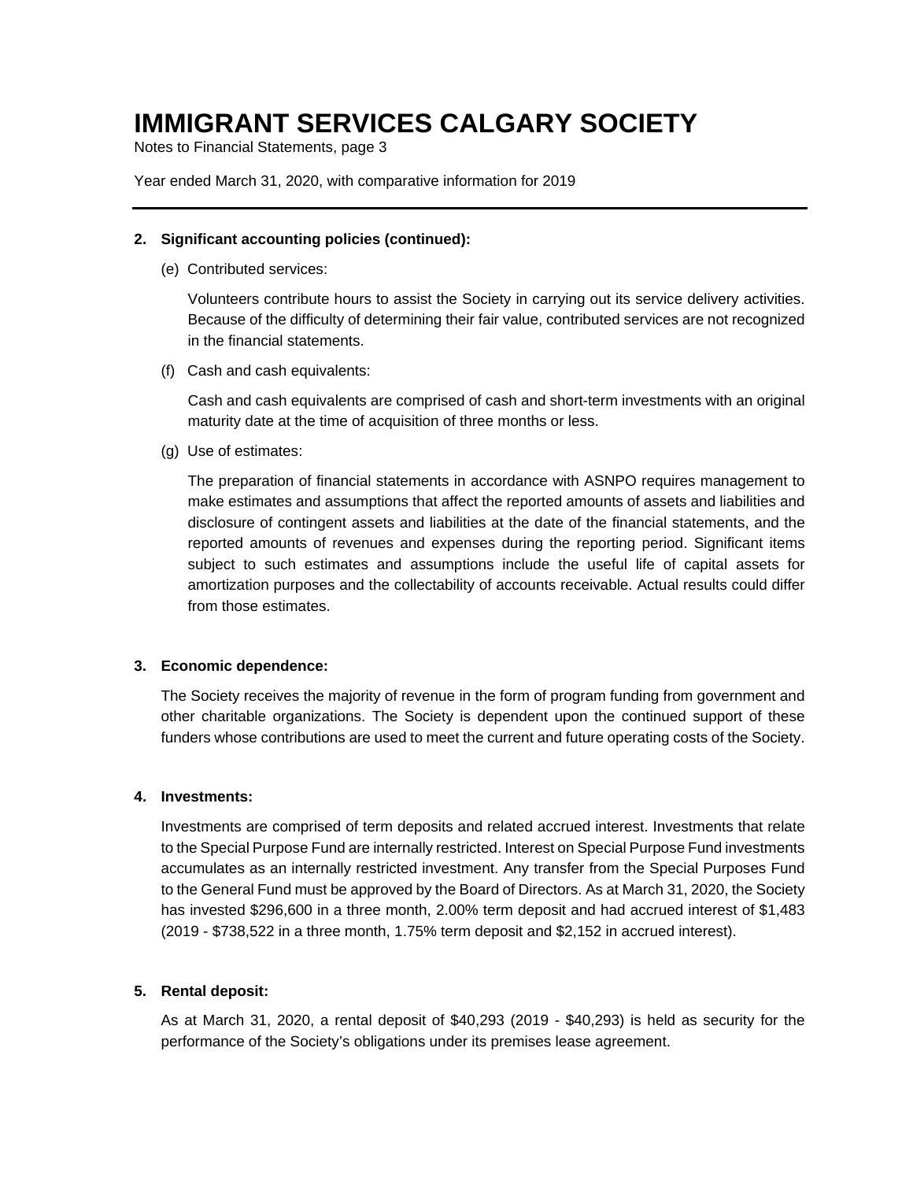# IMMIGRANT SERVICES CALGARY SOCIETY

Notes to Financial Statements, page 3

Year ended March 31, 2020, with comparative information for 2019

---

**2. Significant accounting policies (continued):**

(e) Contributed services:

Volunteers contribute hours to assist the Society in carrying out its service delivery activities. Because of the difficulty of determining their fair value, contributed services are not recognized in the financial statements.

(f) Cash and cash equivalents:

Cash and cash equivalents are comprised of cash and short-term investments with an original maturity date at the time of acquisition of three months or less.

(g) Use of estimates:

The preparation of financial statements in accordance with ASNPO requires management to make estimates and assumptions that affect the reported amounts of assets and liabilities and disclosure of contingent assets and liabilities at the date of the financial statements, and the reported amounts of revenues and expenses during the reporting period. Significant items subject to such estimates and assumptions include the useful life of capital assets for amortization purposes and the collectability of accounts receivable. Actual results could differ from those estimates.

**3. Economic dependence:**

The Society receives the majority of revenue in the form of program funding from government and other charitable organizations. The Society is dependent upon the continued support of these funders whose contributions are used to meet the current and future operating costs of the Society.

**4. Investments:**

Investments are comprised of term deposits and related accrued interest. Investments that relate to the Special Purpose Fund are internally restricted. Interest on Special Purpose Fund investments accumulates as an internally restricted investment. Any transfer from the Special Purposes Fund to the General Fund must be approved by the Board of Directors. As at March 31, 2020, the Society has invested $296,600 in a three month, 2.00% term deposit and had accrued interest of $1,483 (2019 - $738,522 in a three month, 1.75% term deposit and $2,152 in accrued interest).

**5. Rental deposit:**

As at March 31, 2020, a rental deposit of $40,293 (2019 - $40,293) is held as security for the performance of the Society's obligations under its premises lease agreement.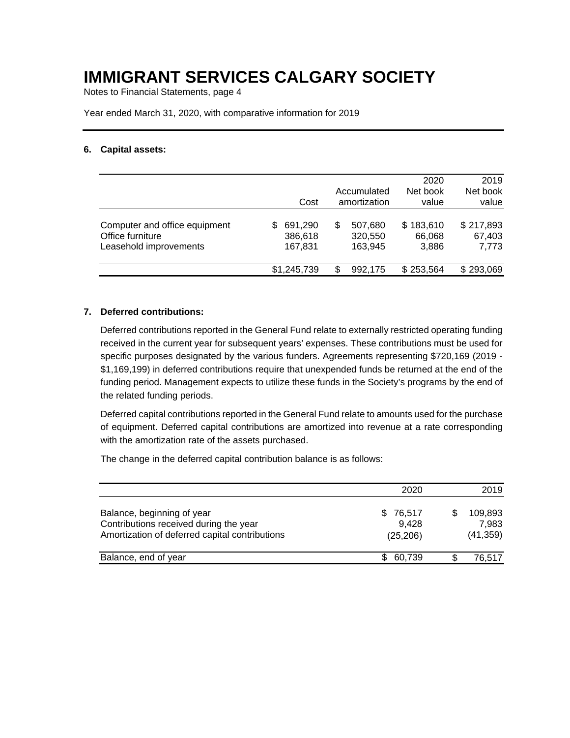# IMMIGRANT SERVICES CALGARY SOCIETY

Notes to Financial Statements, page 4

Year ended March 31, 2020, with comparative information for 2019

---

**6. Capital assets:**

| | Cost | Accumulated amortization | 2020 Net book value | 2019 Net book value |
|---|---|---|---|---|
| Computer and office equipment | $ 691,290 | $ 507,680 | $ 183,610 | $ 217,893 |
| Office furniture | 386,618 | 320,550 | 66,068 | 67,403 |
| Leasehold improvements | 167,831 | 163,945 | 3,886 | 7,773 |
| | $1,245,739 | $ 992,175 | $ 253,564 | $ 293,069 |

**7. Deferred contributions:**

Deferred contributions reported in the General Fund relate to externally restricted operating funding received in the current year for subsequent years' expenses. These contributions must be used for specific purposes designated by the various funders. Agreements representing $720,169 (2019 - $1,169,199) in deferred contributions require that unexpended funds be returned at the end of the funding period. Management expects to utilize these funds in the Society's programs by the end of the related funding periods.

Deferred capital contributions reported in the General Fund relate to amounts used for the purchase of equipment. Deferred capital contributions are amortized into revenue at a rate corresponding with the amortization rate of the assets purchased.

The change in the deferred capital contribution balance is as follows:

| | 2020 | 2019 |
|---|---|---|
| Balance, beginning of year | $ 76,517 | $ 109,893 |
| Contributions received during the year | 9,428 | 7,983 |
| Amortization of deferred capital contributions | (25,206) | (41,359) |
| Balance, end of year | $ 60,739 | $ 76,517 |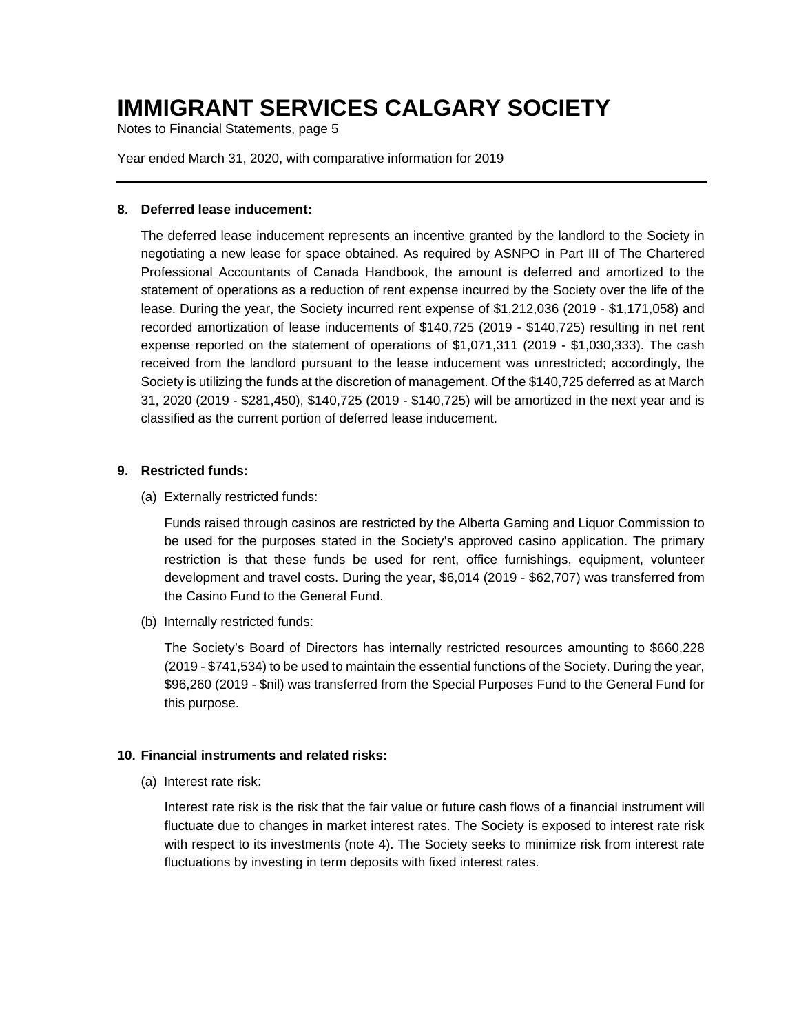# IMMIGRANT SERVICES CALGARY SOCIETY

Notes to Financial Statements, page 5

Year ended March 31, 2020, with comparative information for 2019

---

**8. Deferred lease inducement:**

The deferred lease inducement represents an incentive granted by the landlord to the Society in negotiating a new lease for space obtained. As required by ASNPO in Part III of The Chartered Professional Accountants of Canada Handbook, the amount is deferred and amortized to the statement of operations as a reduction of rent expense incurred by the Society over the life of the lease. During the year, the Society incurred rent expense of $1,212,036 (2019 - $1,171,058) and recorded amortization of lease inducements of $140,725 (2019 - $140,725) resulting in net rent expense reported on the statement of operations of $1,071,311 (2019 - $1,030,333). The cash received from the landlord pursuant to the lease inducement was unrestricted; accordingly, the Society is utilizing the funds at the discretion of management. Of the $140,725 deferred as at March 31, 2020 (2019 - $281,450), $140,725 (2019 - $140,725) will be amortized in the next year and is classified as the current portion of deferred lease inducement.

**9. Restricted funds:**

(a) Externally restricted funds:

Funds raised through casinos are restricted by the Alberta Gaming and Liquor Commission to be used for the purposes stated in the Society's approved casino application. The primary restriction is that these funds be used for rent, office furnishings, equipment, volunteer development and travel costs. During the year, $6,014 (2019 - $62,707) was transferred from the Casino Fund to the General Fund.

(b) Internally restricted funds:

The Society's Board of Directors has internally restricted resources amounting to $660,228 (2019 - $741,534) to be used to maintain the essential functions of the Society. During the year, $96,260 (2019 - $nil) was transferred from the Special Purposes Fund to the General Fund for this purpose.

**10. Financial instruments and related risks:**

(a) Interest rate risk:

Interest rate risk is the risk that the fair value or future cash flows of a financial instrument will fluctuate due to changes in market interest rates. The Society is exposed to interest rate risk with respect to its investments (note 4). The Society seeks to minimize risk from interest rate fluctuations by investing in term deposits with fixed interest rates.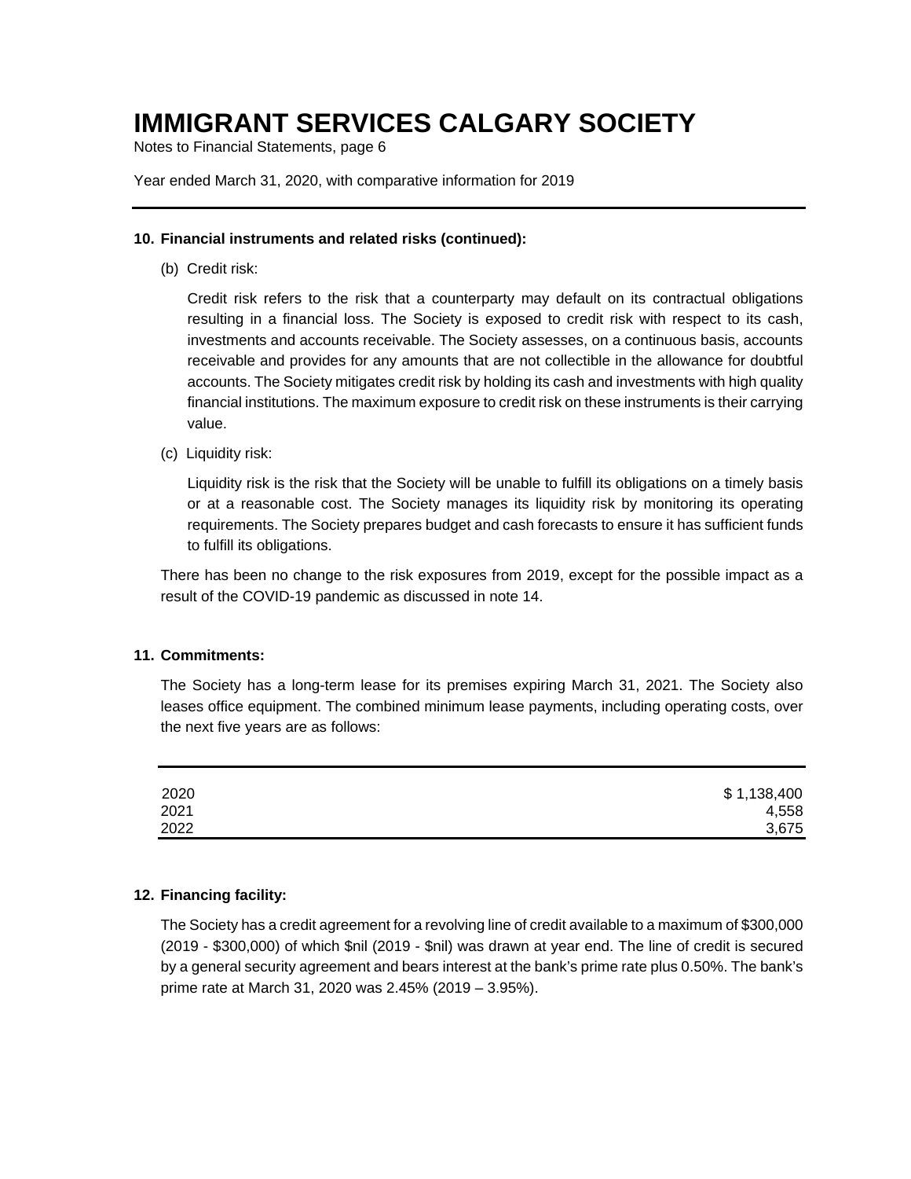# IMMIGRANT SERVICES CALGARY SOCIETY

Notes to Financial Statements, page 6

Year ended March 31, 2020, with comparative information for 2019

---

**10. Financial instruments and related risks (continued):**

(b) Credit risk:

Credit risk refers to the risk that a counterparty may default on its contractual obligations resulting in a financial loss. The Society is exposed to credit risk with respect to its cash, investments and accounts receivable. The Society assesses, on a continuous basis, accounts receivable and provides for any amounts that are not collectible in the allowance for doubtful accounts. The Society mitigates credit risk by holding its cash and investments with high quality financial institutions. The maximum exposure to credit risk on these instruments is their carrying value.

(c) Liquidity risk:

Liquidity risk is the risk that the Society will be unable to fulfill its obligations on a timely basis or at a reasonable cost. The Society manages its liquidity risk by monitoring its operating requirements. The Society prepares budget and cash forecasts to ensure it has sufficient funds to fulfill its obligations.

There has been no change to the risk exposures from 2019, except for the possible impact as a result of the COVID-19 pandemic as discussed in note 14.

**11. Commitments:**

The Society has a long-term lease for its premises expiring March 31, 2021. The Society also leases office equipment. The combined minimum lease payments, including operating costs, over the next five years are as follows:

| | |
|---|---:|
| 2020 | $ 1,138,400 |
| 2021 | 4,558 |
| 2022 | 3,675 |

**12. Financing facility:**

The Society has a credit agreement for a revolving line of credit available to a maximum of $300,000 (2019 - $300,000) of which $nil (2019 - $nil) was drawn at year end. The line of credit is secured by a general security agreement and bears interest at the bank's prime rate plus 0.50%. The bank's prime rate at March 31, 2020 was 2.45% (2019 – 3.95%).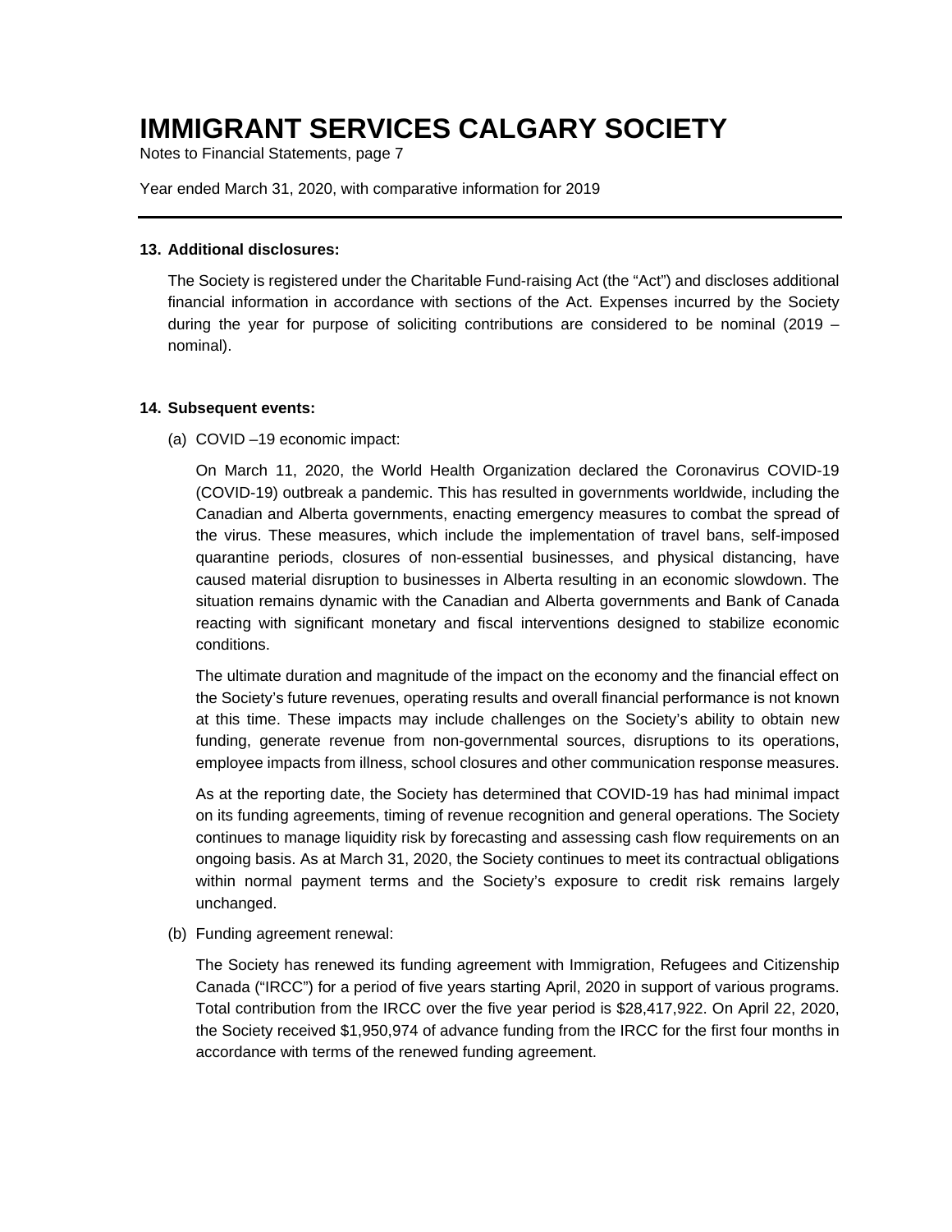# IMMIGRANT SERVICES CALGARY SOCIETY

Notes to Financial Statements, page 7

Year ended March 31, 2020, with comparative information for 2019

---

**13. Additional disclosures:**

The Society is registered under the Charitable Fund-raising Act (the "Act") and discloses additional financial information in accordance with sections of the Act. Expenses incurred by the Society during the year for purpose of soliciting contributions are considered to be nominal (2019 – nominal).

**14. Subsequent events:**

(a) COVID –19 economic impact:

On March 11, 2020, the World Health Organization declared the Coronavirus COVID-19 (COVID-19) outbreak a pandemic. This has resulted in governments worldwide, including the Canadian and Alberta governments, enacting emergency measures to combat the spread of the virus. These measures, which include the implementation of travel bans, self-imposed quarantine periods, closures of non-essential businesses, and physical distancing, have caused material disruption to businesses in Alberta resulting in an economic slowdown. The situation remains dynamic with the Canadian and Alberta governments and Bank of Canada reacting with significant monetary and fiscal interventions designed to stabilize economic conditions.

The ultimate duration and magnitude of the impact on the economy and the financial effect on the Society's future revenues, operating results and overall financial performance is not known at this time. These impacts may include challenges on the Society's ability to obtain new funding, generate revenue from non-governmental sources, disruptions to its operations, employee impacts from illness, school closures and other communication response measures.

As at the reporting date, the Society has determined that COVID-19 has had minimal impact on its funding agreements, timing of revenue recognition and general operations. The Society continues to manage liquidity risk by forecasting and assessing cash flow requirements on an ongoing basis. As at March 31, 2020, the Society continues to meet its contractual obligations within normal payment terms and the Society's exposure to credit risk remains largely unchanged.

(b) Funding agreement renewal:

The Society has renewed its funding agreement with Immigration, Refugees and Citizenship Canada ("IRCC") for a period of five years starting April, 2020 in support of various programs. Total contribution from the IRCC over the five year period is $28,417,922. On April 22, 2020, the Society received $1,950,974 of advance funding from the IRCC for the first four months in accordance with terms of the renewed funding agreement.